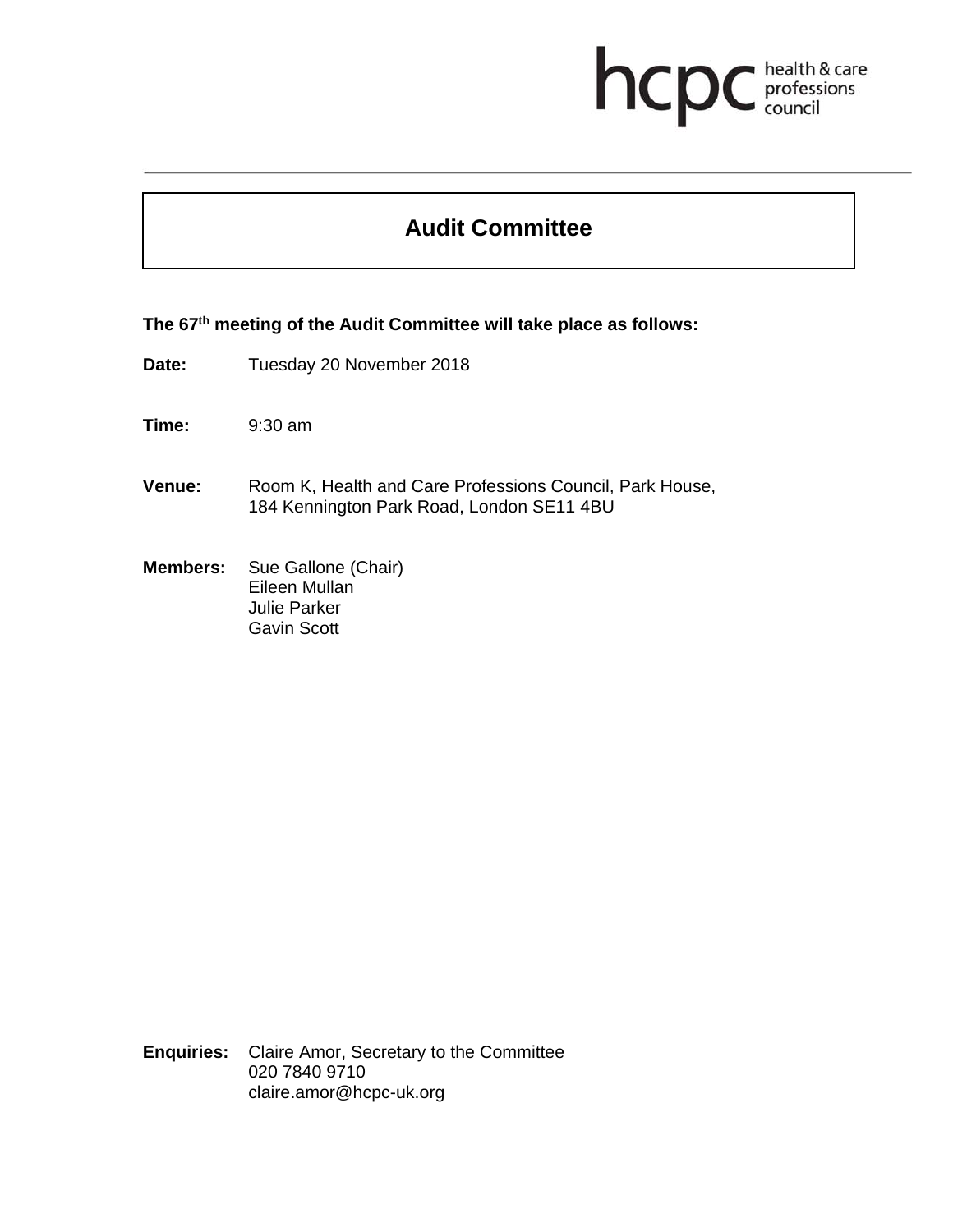hcpc health & care professions council

# Audit Committee

**The 67th meeting of the Audit Committee will take place as follows:**

**Date:** Tuesday 20 November 2018

**Time:** 9:30 am

**Venue:** Room K, Health and Care Professions Council, Park House, 184 Kennington Park Road, London SE11 4BU

**Members:** Sue Gallone (Chair)
Eileen Mullan
Julie Parker
Gavin Scott

**Enquiries:** Claire Amor, Secretary to the Committee
020 7840 9710
claire.amor@hcpc-uk.org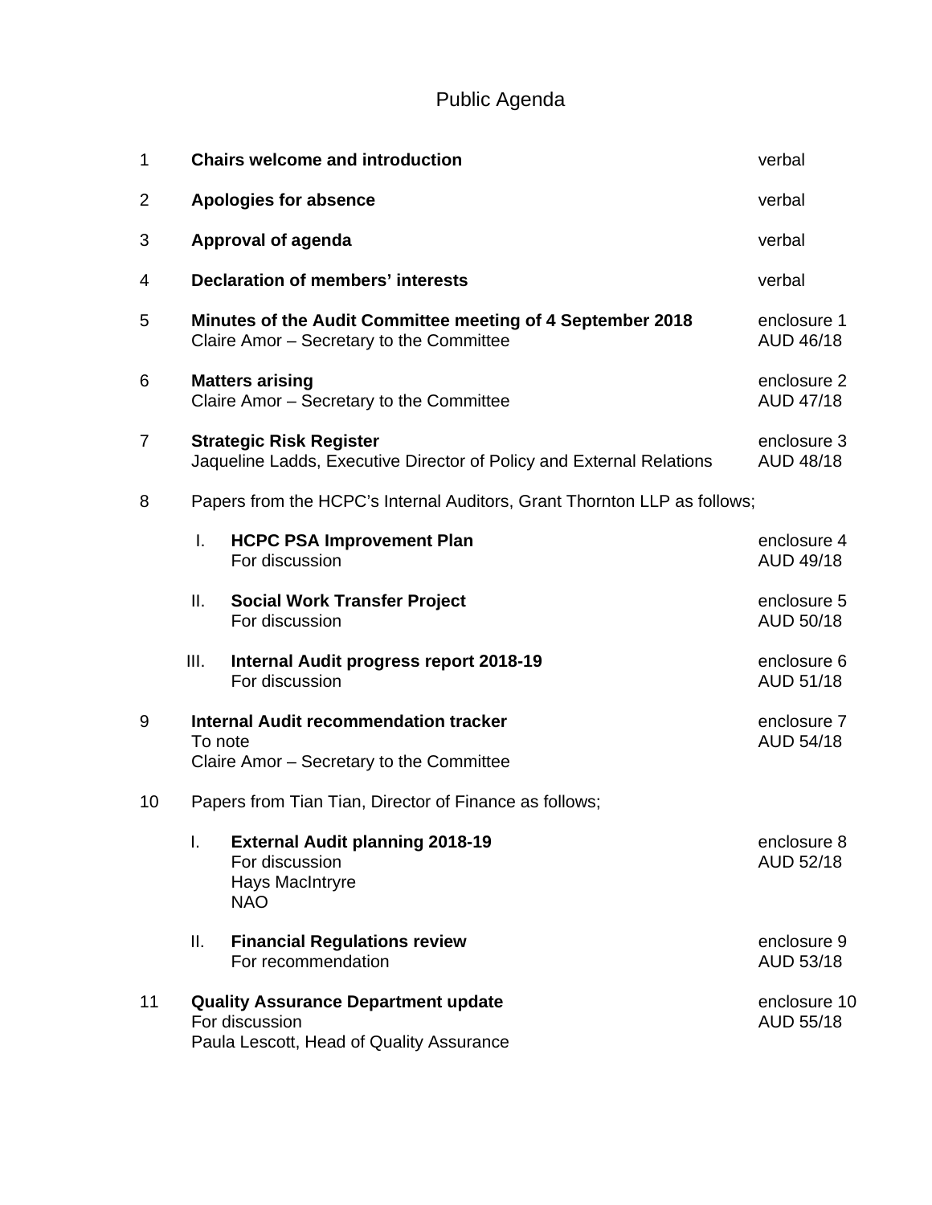# Public Agenda

| | | | |
|---|---|---|---|
| 1 | **Chairs welcome and introduction** | | verbal |
| 2 | **Apologies for absence** | | verbal |
| 3 | **Approval of agenda** | | verbal |
| 4 | **Declaration of members' interests** | | verbal |
| 5 | **Minutes of the Audit Committee meeting of 4 September 2018**<br>Claire Amor – Secretary to the Committee | | enclosure 1<br>AUD 46/18 |
| 6 | **Matters arising**<br>Claire Amor – Secretary to the Committee | | enclosure 2<br>AUD 47/18 |
| 7 | **Strategic Risk Register**<br>Jaqueline Ladds, Executive Director of Policy and External Relations | | enclosure 3<br>AUD 48/18 |
| 8 | Papers from the HCPC's Internal Auditors, Grant Thornton LLP as follows; | | |
| | I. | **HCPC PSA Improvement Plan**<br>For discussion | enclosure 4<br>AUD 49/18 |
| | II. | **Social Work Transfer Project**<br>For discussion | enclosure 5<br>AUD 50/18 |
| | III. | **Internal Audit progress report 2018-19**<br>For discussion | enclosure 6<br>AUD 51/18 |
| 9 | **Internal Audit recommendation tracker**<br>To note<br>Claire Amor – Secretary to the Committee | | enclosure 7<br>AUD 54/18 |
| 10 | Papers from Tian Tian, Director of Finance as follows; | | |
| | I. | **External Audit planning 2018-19**<br>For discussion<br>Hays MacIntryre<br>NAO | enclosure 8<br>AUD 52/18 |
| | II. | **Financial Regulations review**<br>For recommendation | enclosure 9<br>AUD 53/18 |
| 11 | **Quality Assurance Department update**<br>For discussion<br>Paula Lescott, Head of Quality Assurance | | enclosure 10<br>AUD 55/18 |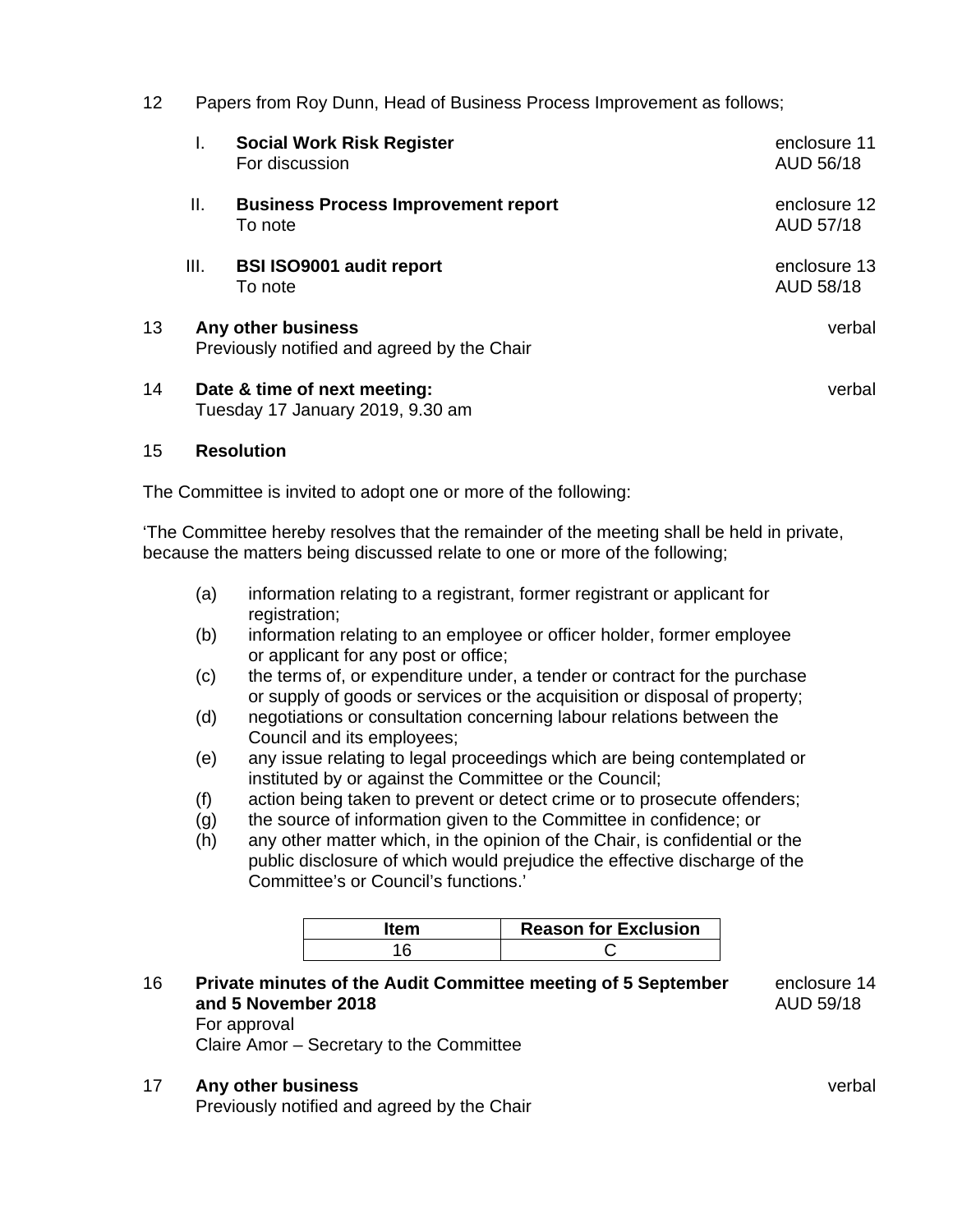12 Papers from Roy Dunn, Head of Business Process Improvement as follows;

I. **Social Work Risk Register** — enclosure 11
For discussion — AUD 56/18

II. **Business Process Improvement report** — enclosure 12
To note — AUD 57/18

III. **BSI ISO9001 audit report** — enclosure 13
To note — AUD 58/18

13 **Any other business** — verbal
Previously notified and agreed by the Chair

14 **Date & time of next meeting:** — verbal
Tuesday 17 January 2019, 9.30 am

15 **Resolution**

The Committee is invited to adopt one or more of the following:

'The Committee hereby resolves that the remainder of the meeting shall be held in private, because the matters being discussed relate to one or more of the following;

(a) information relating to a registrant, former registrant or applicant for registration;
(b) information relating to an employee or officer holder, former employee or applicant for any post or office;
(c) the terms of, or expenditure under, a tender or contract for the purchase or supply of goods or services or the acquisition or disposal of property;
(d) negotiations or consultation concerning labour relations between the Council and its employees;
(e) any issue relating to legal proceedings which are being contemplated or instituted by or against the Committee or the Council;
(f) action being taken to prevent or detect crime or to prosecute offenders;
(g) the source of information given to the Committee in confidence; or
(h) any other matter which, in the opinion of the Chair, is confidential or the public disclosure of which would prejudice the effective discharge of the Committee's or Council's functions.'

| Item | Reason for Exclusion |
|---|---|
| 16 | C |

16 **Private minutes of the Audit Committee meeting of 5 September and 5 November 2018** — enclosure 14
For approval — AUD 59/18
Claire Amor – Secretary to the Committee

17 **Any other business** — verbal
Previously notified and agreed by the Chair